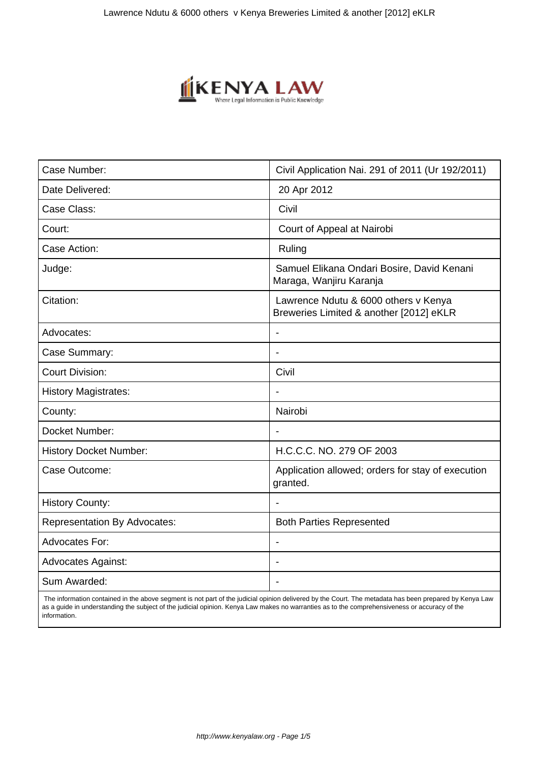| Case Number: | Civil Application Nai. 291 of 2011 (Ur 192/2011) |
| --- | --- |
| Date Delivered: | 20 Apr 2012 |
| Case Class: | Civil |
| Court: | Court of Appeal at Nairobi |
| Case Action: | Ruling |
| Judge: | Samuel Elikana Ondari Bosire, David Kenani Maraga, Wanjiru Karanja |
| Citation: | Lawrence Ndutu & 6000 others v Kenya Breweries Limited & another [2012] eKLR |
| Advocates: | - |
| Case Summary: | - |
| Court Division: | Civil |
| History Magistrates: | - |
| County: | Nairobi |
| Docket Number: | - |
| History Docket Number: | H.C.C.C. NO. 279 OF 2003 |
| Case Outcome: | Application allowed; orders for stay of execution granted. |
| History County: | - |
| Representation By Advocates: | Both Parties Represented |
| Advocates For: | - |
| Advocates Against: | - |
| Sum Awarded: | - |

The information contained in the above segment is not part of the judicial opinion delivered by the Court. The metadata has been prepared by Kenya Law as a guide in understanding the subject of the judicial opinion. Kenya Law makes no warranties as to the comprehensiveness or accuracy of the information.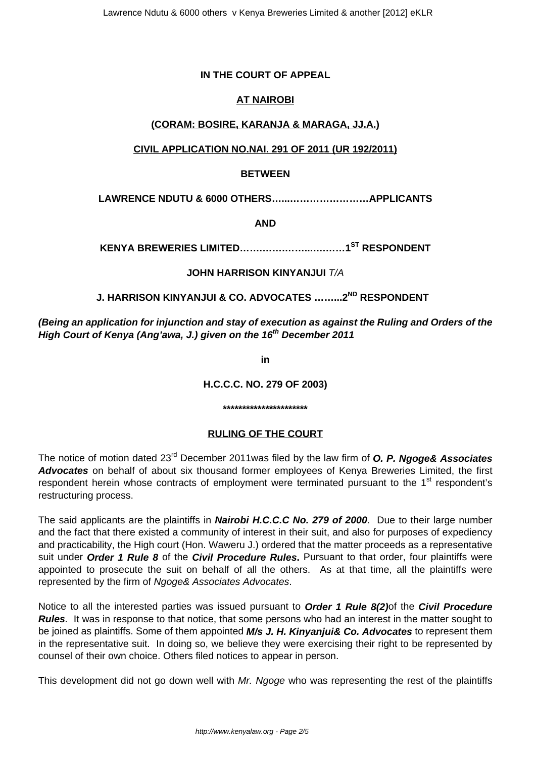**IN THE COURT OF APPEAL**

**AT NAIROBI**

**(CORAM: BOSIRE, KARANJA & MARAGA, JJ.A.)**

**CIVIL APPLICATION NO.NAI. 291 OF 2011 (UR 192/2011)**

**BETWEEN**

**LAWRENCE NDUTU & 6000 OTHERS…...………………….APPLICANTS**

**AND**

**KENYA BREWERIES LIMITED……………….….………1ST RESPONDENT**

**JOHN HARRISON KINYANJUI** *T/A*

**J. HARRISON KINYANJUI & CO. ADVOCATES ……...2ND RESPONDENT**

***(Being an application for injunction and stay of execution as against the Ruling and Orders of the High Court of Kenya (Ang'awa, J.) given on the 16th December 2011***

**in**

**H.C.C.C. NO. 279 OF 2003)**

**\*\*\*\*\*\*\*\*\*\*\*\*\*\*\*\*\*\*\*\*\*\***

**RULING OF THE COURT**

The notice of motion dated 23rd December 2011was filed by the law firm of ***O. P. Ngoge& Associates Advocates*** on behalf of about six thousand former employees of Kenya Breweries Limited, the first respondent herein whose contracts of employment were terminated pursuant to the 1st respondent's restructuring process.

The said applicants are the plaintiffs in ***Nairobi H.C.C.C No. 279 of 2000***. Due to their large number and the fact that there existed a community of interest in their suit, and also for purposes of expediency and practicability, the High court (Hon. Waweru J.) ordered that the matter proceeds as a representative suit under ***Order 1 Rule 8*** of the ***Civil Procedure Rules***. Pursuant to that order, four plaintiffs were appointed to prosecute the suit on behalf of all the others. As at that time, all the plaintiffs were represented by the firm of *Ngoge& Associates Advocates*.

Notice to all the interested parties was issued pursuant to ***Order 1 Rule 8(2)***of the ***Civil Procedure Rules***. It was in response to that notice, that some persons who had an interest in the matter sought to be joined as plaintiffs. Some of them appointed ***M/s J. H. Kinyanjui& Co. Advocates*** to represent them in the representative suit. In doing so, we believe they were exercising their right to be represented by counsel of their own choice. Others filed notices to appear in person.

This development did not go down well with *Mr. Ngoge* who was representing the rest of the plaintiffs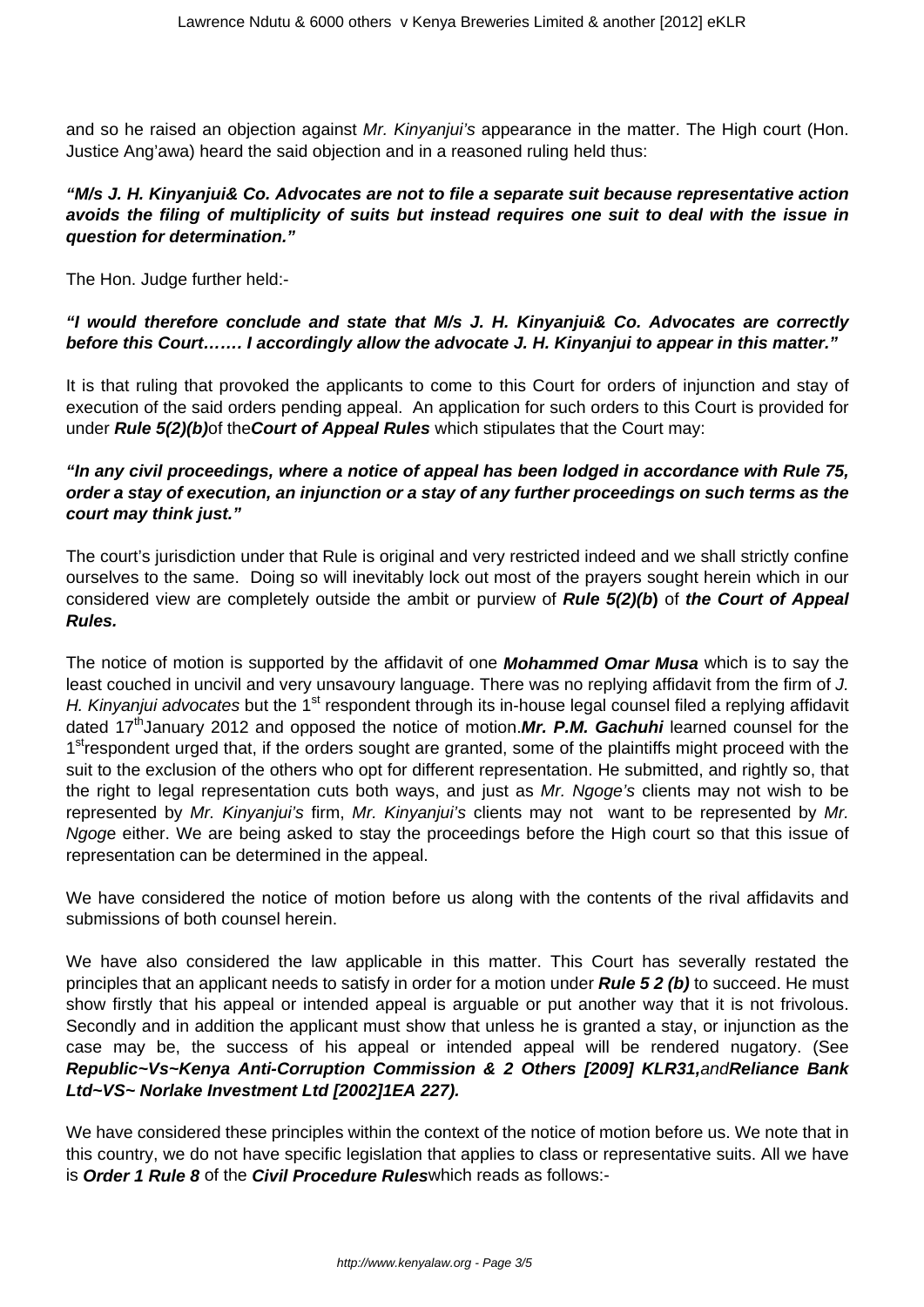and so he raised an objection against *Mr. Kinyanjui's* appearance in the matter. The High court (Hon. Justice Ang'awa) heard the said objection and in a reasoned ruling held thus:

***"M/s J. H. Kinyanjui& Co. Advocates are not to file a separate suit because representative action avoids the filing of multiplicity of suits but instead requires one suit to deal with the issue in question for determination."***

The Hon. Judge further held:-

***"I would therefore conclude and state that M/s J. H. Kinyanjui& Co. Advocates are correctly before this Court……. I accordingly allow the advocate J. H. Kinyanjui to appear in this matter."***

It is that ruling that provoked the applicants to come to this Court for orders of injunction and stay of execution of the said orders pending appeal. An application for such orders to this Court is provided for under ***Rule 5(2)(b)***of the***Court of Appeal Rules*** which stipulates that the Court may:

***"In any civil proceedings, where a notice of appeal has been lodged in accordance with Rule 75, order a stay of execution, an injunction or a stay of any further proceedings on such terms as the court may think just."***

The court's jurisdiction under that Rule is original and very restricted indeed and we shall strictly confine ourselves to the same. Doing so will inevitably lock out most of the prayers sought herein which in our considered view are completely outside the ambit or purview of ***Rule 5(2)(b)*** of ***the Court of Appeal Rules.***

The notice of motion is supported by the affidavit of one ***Mohammed Omar Musa*** which is to say the least couched in uncivil and very unsavoury language. There was no replying affidavit from the firm of *J. H. Kinyanjui advocates* but the 1st respondent through its in-house legal counsel filed a replying affidavit dated 17thJanuary 2012 and opposed the notice of motion.***Mr. P.M. Gachuhi*** learned counsel for the 1strespondent urged that, if the orders sought are granted, some of the plaintiffs might proceed with the suit to the exclusion of the others who opt for different representation. He submitted, and rightly so, that the right to legal representation cuts both ways, and just as *Mr. Ngoge's* clients may not wish to be represented by *Mr. Kinyanjui's* firm, *Mr. Kinyanjui's* clients may not want to be represented by *Mr. Ngoge* either. We are being asked to stay the proceedings before the High court so that this issue of representation can be determined in the appeal.

We have considered the notice of motion before us along with the contents of the rival affidavits and submissions of both counsel herein.

We have also considered the law applicable in this matter. This Court has severally restated the principles that an applicant needs to satisfy in order for a motion under ***Rule 5 2 (b)*** to succeed. He must show firstly that his appeal or intended appeal is arguable or put another way that it is not frivolous. Secondly and in addition the applicant must show that unless he is granted a stay, or injunction as the case may be, the success of his appeal or intended appeal will be rendered nugatory. (See ***Republic~Vs~Kenya Anti-Corruption Commission & 2 Others [2009] KLR31,***and***Reliance Bank Ltd~VS~ Norlake Investment Ltd [2002]1EA 227).***

We have considered these principles within the context of the notice of motion before us. We note that in this country, we do not have specific legislation that applies to class or representative suits. All we have is ***Order 1 Rule 8*** of the ***Civil Procedure Rules***which reads as follows:-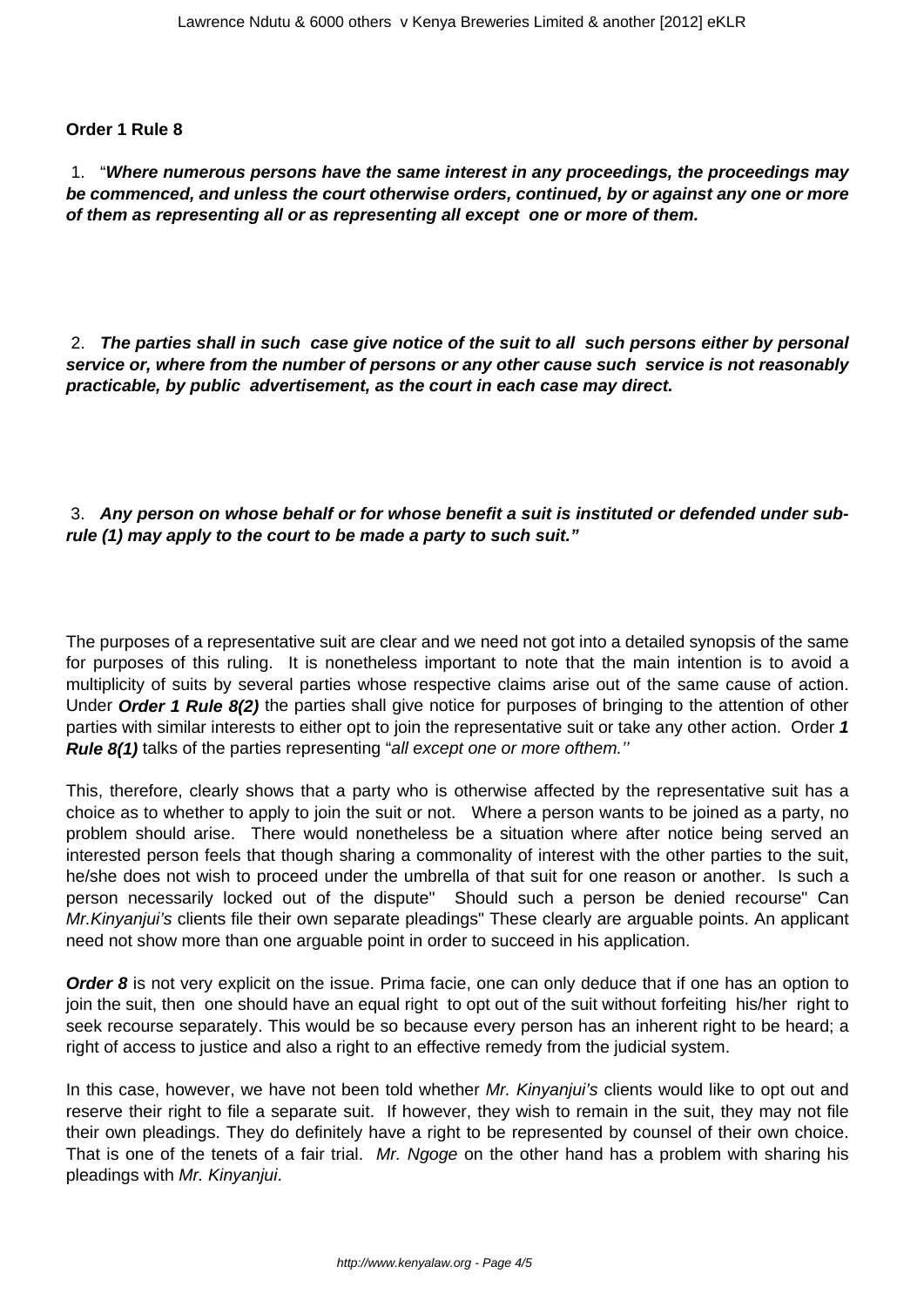**Order 1 Rule 8**

1. "**_Where numerous persons have the same interest in any proceedings, the proceedings may be commenced, and unless the court otherwise orders, continued, by or against any one or more of them as representing all or as representing all except one or more of them._**

2. **_The parties shall in such case give notice of the suit to all such persons either by personal service or, where from the number of persons or any other cause such service is not reasonably practicable, by public advertisement, as the court in each case may direct._**

3. **_Any person on whose behalf or for whose benefit a suit is instituted or defended under sub-rule (1) may apply to the court to be made a party to such suit."_**

The purposes of a representative suit are clear and we need not got into a detailed synopsis of the same for purposes of this ruling. It is nonetheless important to note that the main intention is to avoid a multiplicity of suits by several parties whose respective claims arise out of the same cause of action. Under **_Order 1 Rule 8(2)_** the parties shall give notice for purposes of bringing to the attention of other parties with similar interests to either opt to join the representative suit or take any other action. Order **_1 Rule 8(1)_** talks of the parties representing "*all except one or more ofthem.''*

This, therefore, clearly shows that a party who is otherwise affected by the representative suit has a choice as to whether to apply to join the suit or not. Where a person wants to be joined as a party, no problem should arise. There would nonetheless be a situation where after notice being served an interested person feels that though sharing a commonality of interest with the other parties to the suit, he/she does not wish to proceed under the umbrella of that suit for one reason or another. Is such a person necessarily locked out of the dispute" Should such a person be denied recourse" Can *Mr.Kinyanjui's* clients file their own separate pleadings" These clearly are arguable points. An applicant need not show more than one arguable point in order to succeed in his application.

**_Order 8_** is not very explicit on the issue. Prima facie, one can only deduce that if one has an option to join the suit, then one should have an equal right to opt out of the suit without forfeiting his/her right to seek recourse separately. This would be so because every person has an inherent right to be heard; a right of access to justice and also a right to an effective remedy from the judicial system.

In this case, however, we have not been told whether *Mr. Kinyanjui's* clients would like to opt out and reserve their right to file a separate suit. If however, they wish to remain in the suit, they may not file their own pleadings. They do definitely have a right to be represented by counsel of their own choice. That is one of the tenets of a fair trial. *Mr. Ngoge* on the other hand has a problem with sharing his pleadings with *Mr. Kinyanjui*.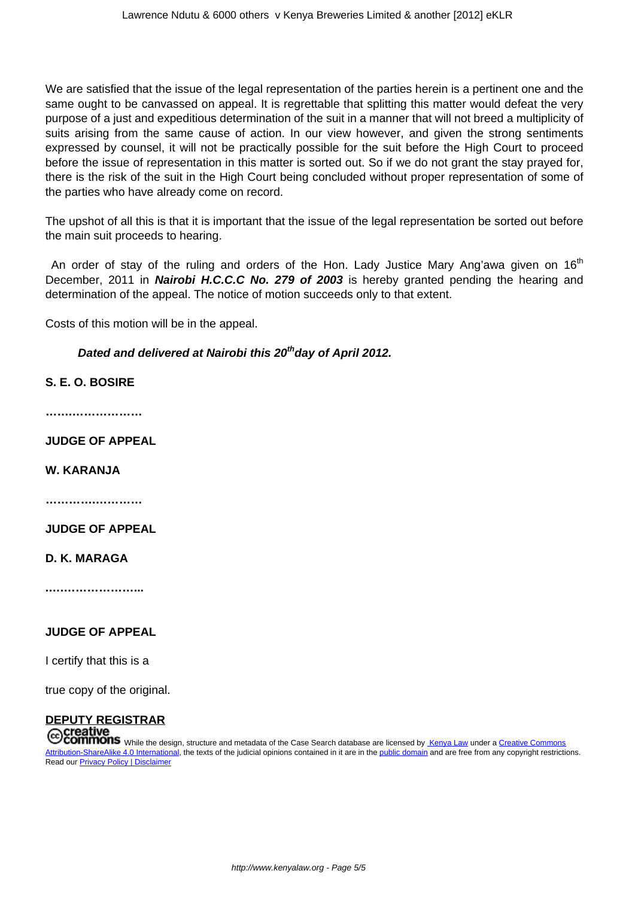We are satisfied that the issue of the legal representation of the parties herein is a pertinent one and the same ought to be canvassed on appeal. It is regrettable that splitting this matter would defeat the very purpose of a just and expeditious determination of the suit in a manner that will not breed a multiplicity of suits arising from the same cause of action. In our view however, and given the strong sentiments expressed by counsel, it will not be practically possible for the suit before the High Court to proceed before the issue of representation in this matter is sorted out. So if we do not grant the stay prayed for, there is the risk of the suit in the High Court being concluded without proper representation of some of the parties who have already come on record.

The upshot of all this is that it is important that the issue of the legal representation be sorted out before the main suit proceeds to hearing.

An order of stay of the ruling and orders of the Hon. Lady Justice Mary Ang'awa given on 16th December, 2011 in ***Nairobi H.C.C.C No. 279 of 2003*** is hereby granted pending the hearing and determination of the appeal. The notice of motion succeeds only to that extent.

Costs of this motion will be in the appeal.

***Dated and delivered at Nairobi this 20th day of April 2012.***

**S. E. O. BOSIRE**

**……………………**

**JUDGE OF APPEAL**

**W. KARANJA**

**……………………**

**JUDGE OF APPEAL**

**D. K. MARAGA**

**……………………..**

**JUDGE OF APPEAL**

I certify that this is a

true copy of the original.

**DEPUTY REGISTRAR**

While the design, structure and metadata of the Case Search database are licensed by Kenya Law under a Creative Commons Attribution-ShareAlike 4.0 International, the texts of the judicial opinions contained in it are in the public domain and are free from any copyright restrictions. Read our Privacy Policy | Disclaimer